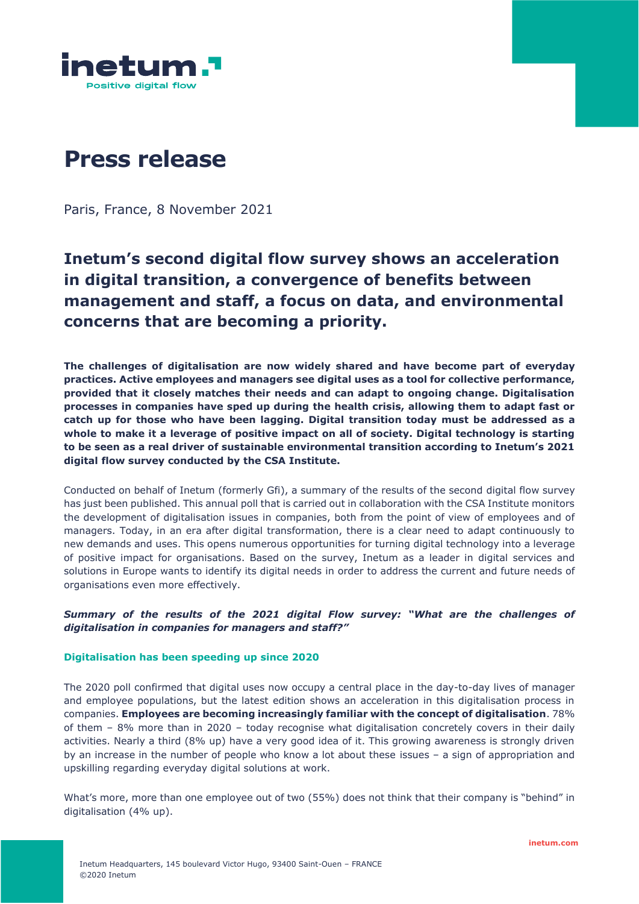# Press release

Paris, France, 8 November 2021

## Inetum's second digital flow survey shows an acceleration in digital transition, a convergence of benefits between management and staff, a focus on data, and environmental concerns that are becoming a priority.

**The challenges of digitalisation are now widely shared and have become part of everyday practices. Active employees and managers see digital uses as a tool for collective performance, provided that it closely matches their needs and can adapt to ongoing change. Digitalisation processes in companies have sped up during the health crisis, allowing them to adapt fast or catch up for those who have been lagging. Digital transition today must be addressed as a whole to make it a leverage of positive impact on all of society. Digital technology is starting to be seen as a real driver of sustainable environmental transition according to Inetum's 2021 digital flow survey conducted by the CSA Institute.**

Conducted on behalf of Inetum (formerly Gfi), a summary of the results of the second digital flow survey has just been published. This annual poll that is carried out in collaboration with the CSA Institute monitors the development of digitalisation issues in companies, both from the point of view of employees and of managers. Today, in an era after digital transformation, there is a clear need to adapt continuously to new demands and uses. This opens numerous opportunities for turning digital technology into a leverage of positive impact for organisations. Based on the survey, Inetum as a leader in digital services and solutions in Europe wants to identify its digital needs in order to address the current and future needs of organisations even more effectively.

***Summary of the results of the 2021 digital Flow survey: "What are the challenges of digitalisation in companies for managers and staff?"***

### Digitalisation has been speeding up since 2020

The 2020 poll confirmed that digital uses now occupy a central place in the day-to-day lives of manager and employee populations, but the latest edition shows an acceleration in this digitalisation process in companies. **Employees are becoming increasingly familiar with the concept of digitalisation**. 78% of them – 8% more than in 2020 – today recognise what digitalisation concretely covers in their daily activities. Nearly a third (8% up) have a very good idea of it. This growing awareness is strongly driven by an increase in the number of people who know a lot about these issues – a sign of appropriation and upskilling regarding everyday digital solutions at work.

What's more, more than one employee out of two (55%) does not think that their company is "behind" in digitalisation (4% up).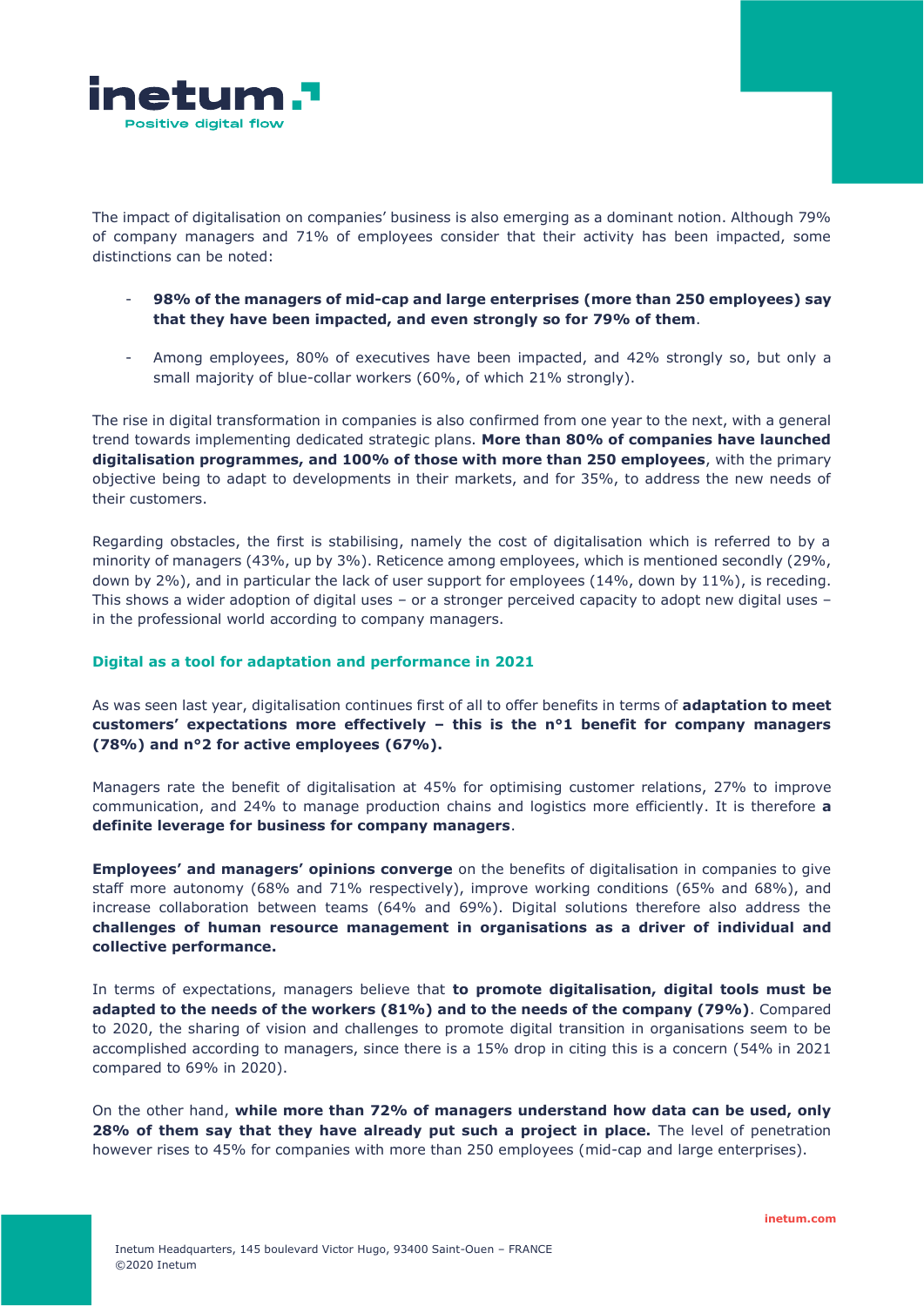The impact of digitalisation on companies' business is also emerging as a dominant notion. Although 79% of company managers and 71% of employees consider that their activity has been impacted, some distinctions can be noted:

- **98% of the managers of mid-cap and large enterprises (more than 250 employees) say that they have been impacted, and even strongly so for 79% of them**.
- Among employees, 80% of executives have been impacted, and 42% strongly so, but only a small majority of blue-collar workers (60%, of which 21% strongly).

The rise in digital transformation in companies is also confirmed from one year to the next, with a general trend towards implementing dedicated strategic plans. **More than 80% of companies have launched digitalisation programmes, and 100% of those with more than 250 employees**, with the primary objective being to adapt to developments in their markets, and for 35%, to address the new needs of their customers.

Regarding obstacles, the first is stabilising, namely the cost of digitalisation which is referred to by a minority of managers (43%, up by 3%). Reticence among employees, which is mentioned secondly (29%, down by 2%), and in particular the lack of user support for employees (14%, down by 11%), is receding. This shows a wider adoption of digital uses – or a stronger perceived capacity to adopt new digital uses – in the professional world according to company managers.

### Digital as a tool for adaptation and performance in 2021

As was seen last year, digitalisation continues first of all to offer benefits in terms of **adaptation to meet customers' expectations more effectively – this is the n°1 benefit for company managers (78%) and n°2 for active employees (67%).**

Managers rate the benefit of digitalisation at 45% for optimising customer relations, 27% to improve communication, and 24% to manage production chains and logistics more efficiently. It is therefore **a definite leverage for business for company managers**.

**Employees' and managers' opinions converge** on the benefits of digitalisation in companies to give staff more autonomy (68% and 71% respectively), improve working conditions (65% and 68%), and increase collaboration between teams (64% and 69%). Digital solutions therefore also address the **challenges of human resource management in organisations as a driver of individual and collective performance.**

In terms of expectations, managers believe that **to promote digitalisation, digital tools must be adapted to the needs of the workers (81%) and to the needs of the company (79%)**. Compared to 2020, the sharing of vision and challenges to promote digital transition in organisations seem to be accomplished according to managers, since there is a 15% drop in citing this is a concern (54% in 2021 compared to 69% in 2020).

On the other hand, **while more than 72% of managers understand how data can be used, only 28% of them say that they have already put such a project in place.** The level of penetration however rises to 45% for companies with more than 250 employees (mid-cap and large enterprises).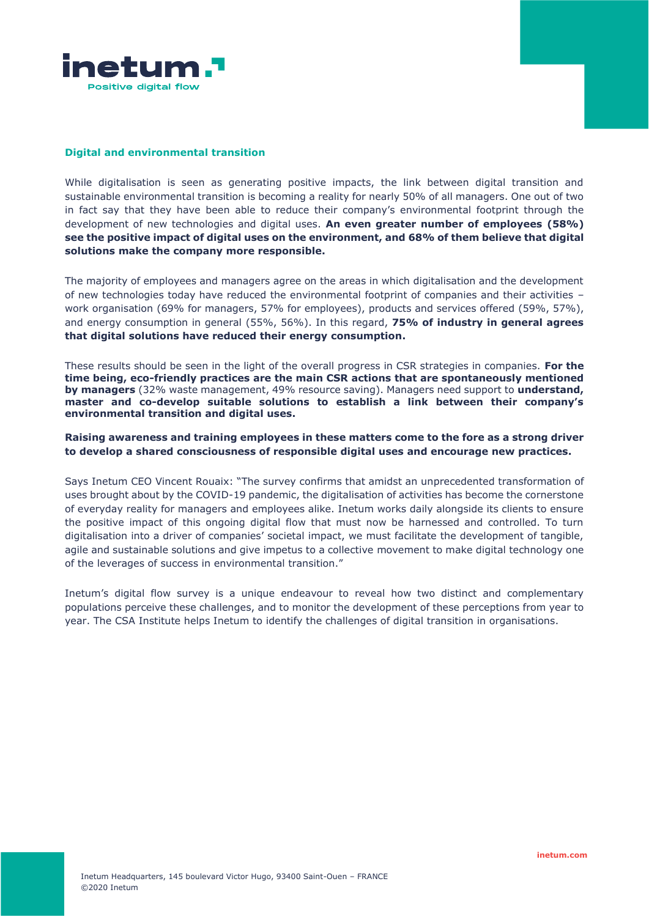## Digital and environmental transition

While digitalisation is seen as generating positive impacts, the link between digital transition and sustainable environmental transition is becoming a reality for nearly 50% of all managers. One out of two in fact say that they have been able to reduce their company's environmental footprint through the development of new technologies and digital uses. **An even greater number of employees (58%) see the positive impact of digital uses on the environment, and 68% of them believe that digital solutions make the company more responsible.**

The majority of employees and managers agree on the areas in which digitalisation and the development of new technologies today have reduced the environmental footprint of companies and their activities – work organisation (69% for managers, 57% for employees), products and services offered (59%, 57%), and energy consumption in general (55%, 56%). In this regard, **75% of industry in general agrees that digital solutions have reduced their energy consumption.**

These results should be seen in the light of the overall progress in CSR strategies in companies. **For the time being, eco-friendly practices are the main CSR actions that are spontaneously mentioned by managers** (32% waste management, 49% resource saving). Managers need support to **understand, master and co-develop suitable solutions to establish a link between their company's environmental transition and digital uses.**

**Raising awareness and training employees in these matters come to the fore as a strong driver to develop a shared consciousness of responsible digital uses and encourage new practices.**

Says Inetum CEO Vincent Rouaix: "The survey confirms that amidst an unprecedented transformation of uses brought about by the COVID-19 pandemic, the digitalisation of activities has become the cornerstone of everyday reality for managers and employees alike. Inetum works daily alongside its clients to ensure the positive impact of this ongoing digital flow that must now be harnessed and controlled. To turn digitalisation into a driver of companies' societal impact, we must facilitate the development of tangible, agile and sustainable solutions and give impetus to a collective movement to make digital technology one of the leverages of success in environmental transition."

Inetum's digital flow survey is a unique endeavour to reveal how two distinct and complementary populations perceive these challenges, and to monitor the development of these perceptions from year to year. The CSA Institute helps Inetum to identify the challenges of digital transition in organisations.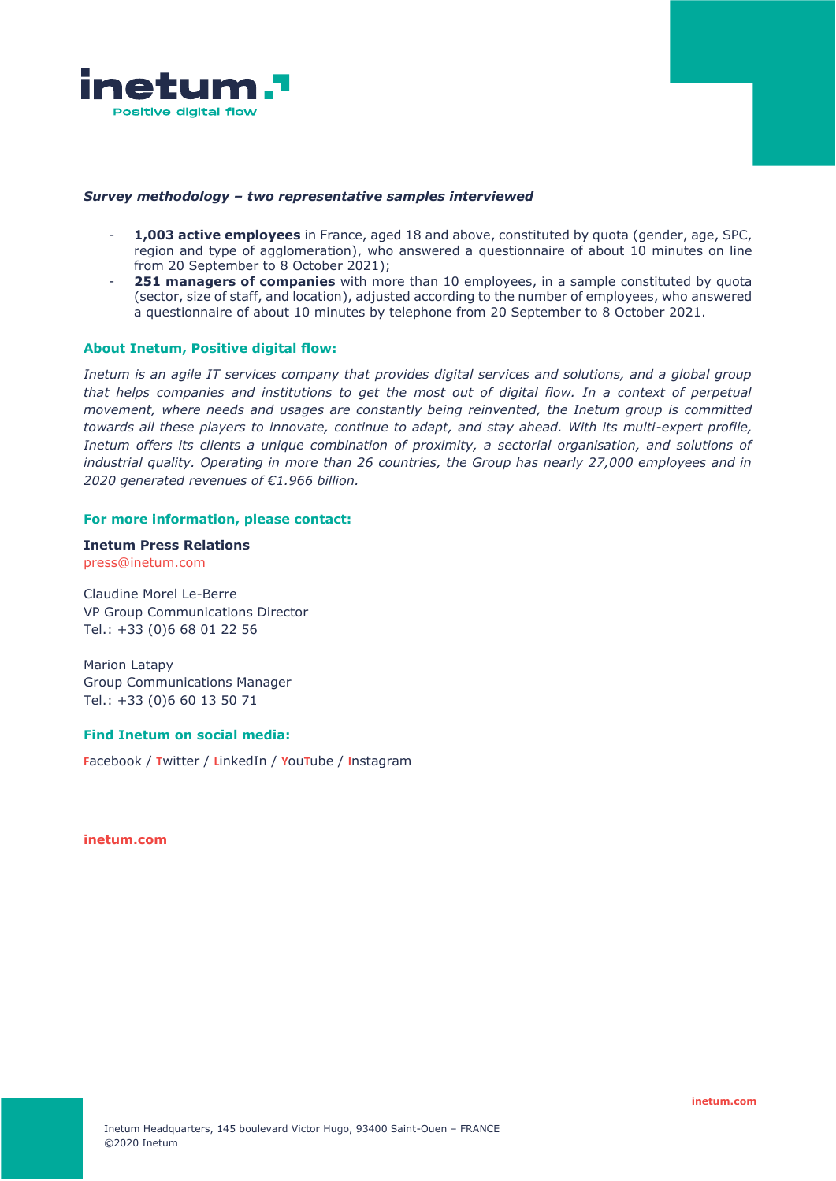***Survey methodology – two representative samples interviewed***

- **1,003 active employees** in France, aged 18 and above, constituted by quota (gender, age, SPC, region and type of agglomeration), who answered a questionnaire of about 10 minutes on line from 20 September to 8 October 2021);
- **251 managers of companies** with more than 10 employees, in a sample constituted by quota (sector, size of staff, and location), adjusted according to the number of employees, who answered a questionnaire of about 10 minutes by telephone from 20 September to 8 October 2021.

**About Inetum, Positive digital flow:**

*Inetum is an agile IT services company that provides digital services and solutions, and a global group that helps companies and institutions to get the most out of digital flow. In a context of perpetual movement, where needs and usages are constantly being reinvented, the Inetum group is committed towards all these players to innovate, continue to adapt, and stay ahead. With its multi-expert profile, Inetum offers its clients a unique combination of proximity, a sectorial organisation, and solutions of industrial quality. Operating in more than 26 countries, the Group has nearly 27,000 employees and in 2020 generated revenues of €1.966 billion.*

**For more information, please contact:**

**Inetum Press Relations**
press@inetum.com

Claudine Morel Le-Berre
VP Group Communications Director
Tel.: +33 (0)6 68 01 22 56

Marion Latapy
Group Communications Manager
Tel.: +33 (0)6 60 13 50 71

**Find Inetum on social media:**

Facebook / Twitter / LinkedIn / YouTube / Instagram

**inetum.com**

Inetum Headquarters, 145 boulevard Victor Hugo, 93400 Saint-Ouen – FRANCE
©2020 Inetum